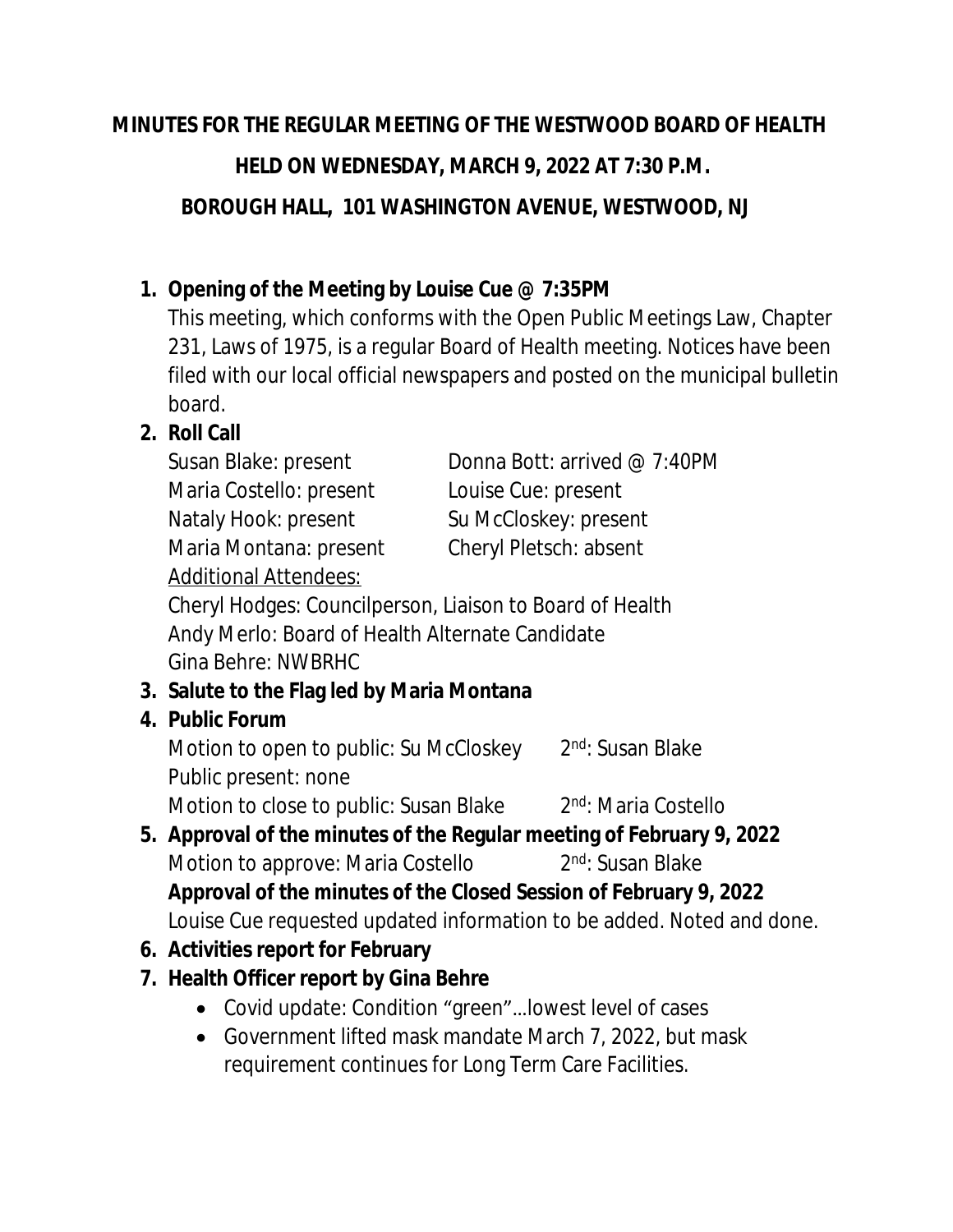**MINUTES FOR THE REGULAR MEETING OF THE WESTWOOD BOARD OF HEALTH**

**HELD ON WEDNESDAY, MARCH 9, 2022 AT 7:30 P.M.**

**BOROUGH HALL, 101 WASHINGTON AVENUE, WESTWOOD, NJ**

1. **Opening of the Meeting by Louise Cue @ 7:35PM**
   This meeting, which conforms with the Open Public Meetings Law, Chapter 231, Laws of 1975, is a regular Board of Health meeting. Notices have been filed with our local official newspapers and posted on the municipal bulletin board.
2. **Roll Call**
   Susan Blake: present
   Donna Bott: arrived @ 7:40PM
   Maria Costello: present
   Louise Cue: present
   Nataly Hook: present
   Su McCloskey: present
   Maria Montana: present
   Cheryl Pletsch: absent
   Additional Attendees:
   Cheryl Hodges: Councilperson, Liaison to Board of Health
   Andy Merlo: Board of Health Alternate Candidate
   Gina Behre: NWBRHC
3. **Salute to the Flag led by Maria Montana**
4. **Public Forum**
   Motion to open to public: Su McCloskey   2nd: Susan Blake
   Public present: none
   Motion to close to public: Susan Blake   2nd: Maria Costello
5. **Approval of the minutes of the Regular meeting of February 9, 2022**
   Motion to approve: Maria Costello   2nd: Susan Blake
   **Approval of the minutes of the Closed Session of February 9, 2022**
   Louise Cue requested updated information to be added. Noted and done.
6. **Activities report for February**
7. **Health Officer report by Gina Behre**
   - Covid update: Condition "green"…lowest level of cases
   - Government lifted mask mandate March 7, 2022, but mask requirement continues for Long Term Care Facilities.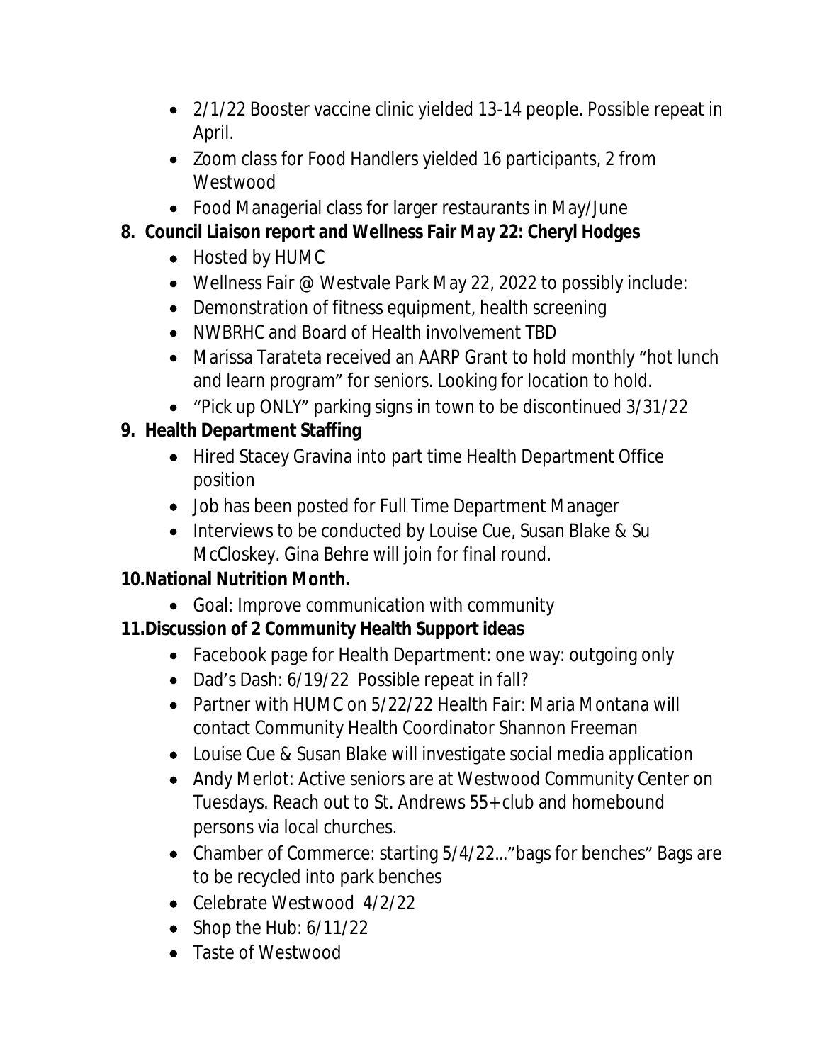- 2/1/22 Booster vaccine clinic yielded 13-14 people. Possible repeat in April.
- Zoom class for Food Handlers yielded 16 participants, 2 from Westwood
- Food Managerial class for larger restaurants in May/June

**8. Council Liaison report and Wellness Fair May 22: Cheryl Hodges**

- Hosted by HUMC
- Wellness Fair @ Westvale Park May 22, 2022 to possibly include:
- Demonstration of fitness equipment, health screening
- NWBRHC and Board of Health involvement TBD
- Marissa Tarateta received an AARP Grant to hold monthly "hot lunch and learn program" for seniors. Looking for location to hold.
- "Pick up ONLY" parking signs in town to be discontinued 3/31/22

**9. Health Department Staffing**

- Hired Stacey Gravina into part time Health Department Office position
- Job has been posted for Full Time Department Manager
- Interviews to be conducted by Louise Cue, Susan Blake & Su McCloskey. Gina Behre will join for final round.

**10. National Nutrition Month.**

- Goal: Improve communication with community

**11. Discussion of 2 Community Health Support ideas**

- Facebook page for Health Department: one way: outgoing only
- Dad's Dash: 6/19/22 Possible repeat in fall?
- Partner with HUMC on 5/22/22 Health Fair: Maria Montana will contact Community Health Coordinator Shannon Freeman
- Louise Cue & Susan Blake will investigate social media application
- Andy Merlot: Active seniors are at Westwood Community Center on Tuesdays. Reach out to St. Andrews 55+ club and homebound persons via local churches.
- Chamber of Commerce: starting 5/4/22…"bags for benches" Bags are to be recycled into park benches
- Celebrate Westwood 4/2/22
- Shop the Hub: 6/11/22
- Taste of Westwood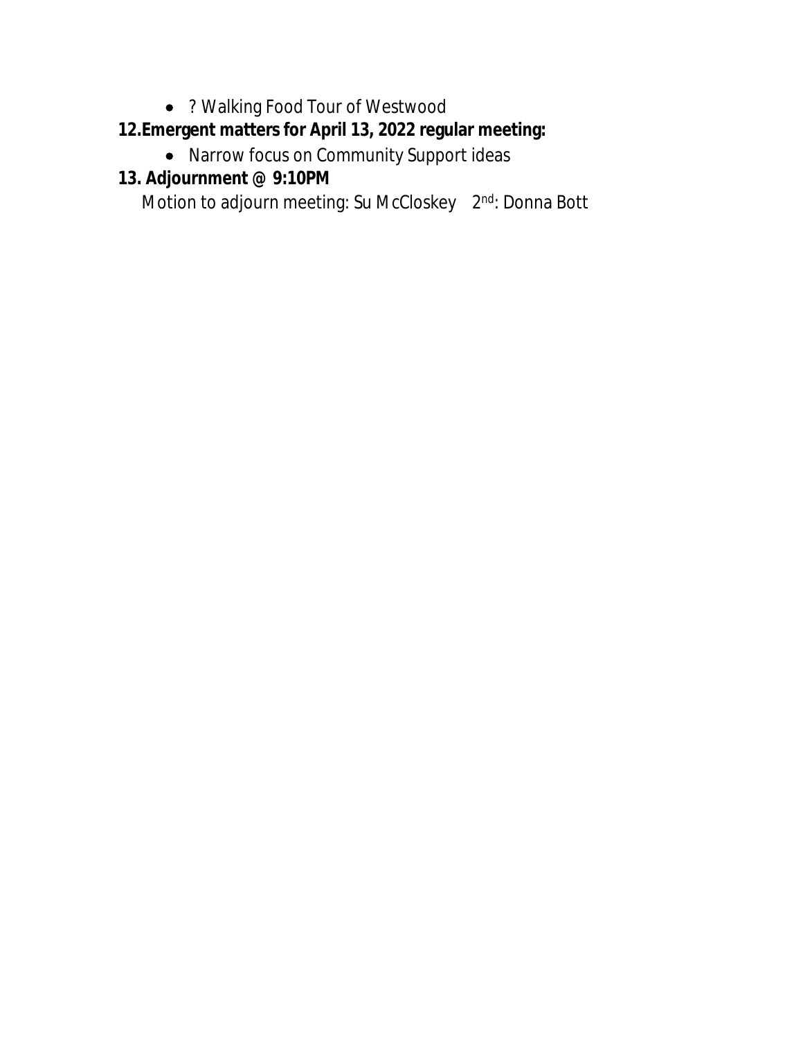- ? Walking Food Tour of Westwood

**12.Emergent matters for April 13, 2022 regular meeting:**

- Narrow focus on Community Support ideas

**13. Adjournment @ 9:10PM**

Motion to adjourn meeting: Su McCloskey 2nd: Donna Bott